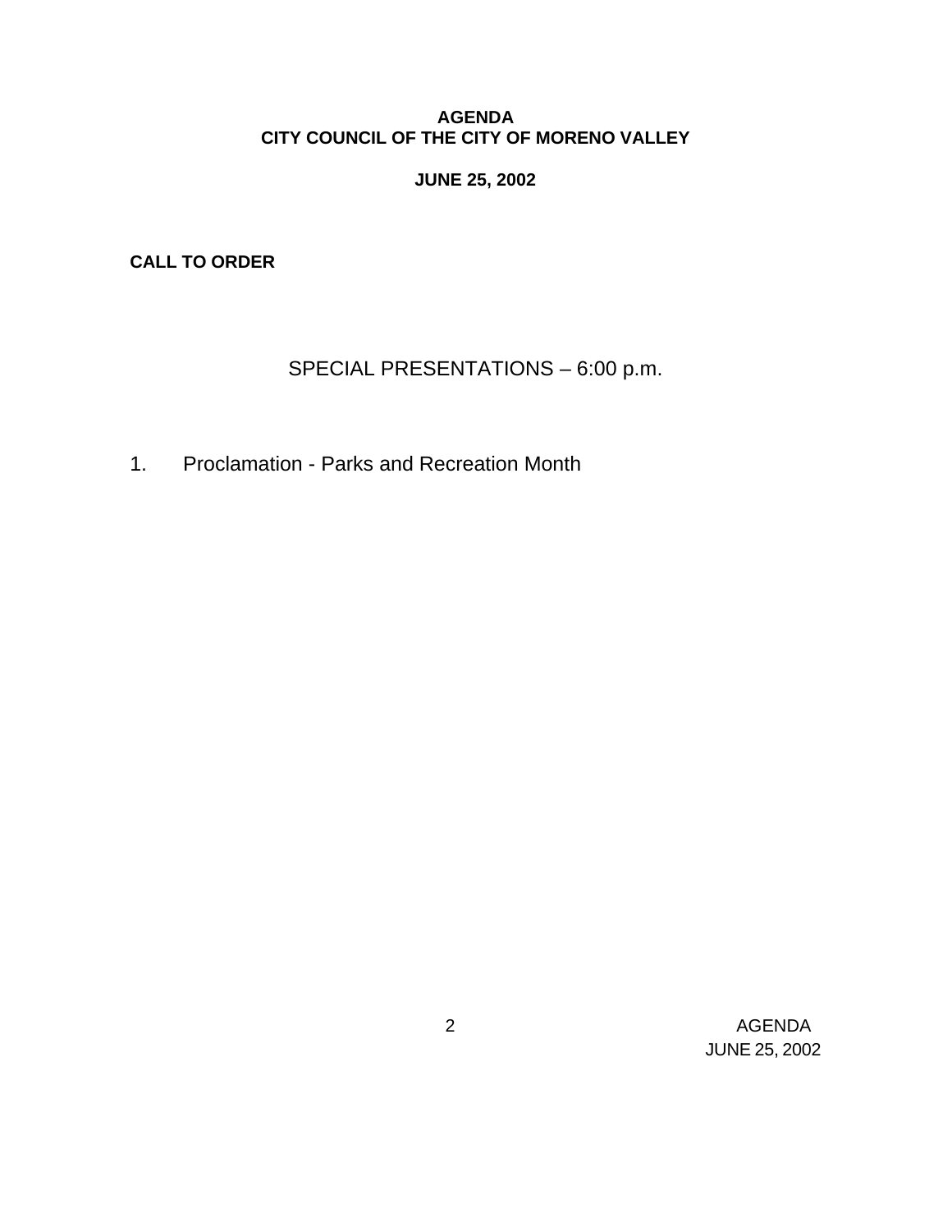# AGENDA
# CITY COUNCIL OF THE CITY OF MORENO VALLEY

**JUNE 25, 2002**

**CALL TO ORDER**

## SPECIAL PRESENTATIONS – 6:00 p.m.

1. Proclamation - Parks and Recreation Month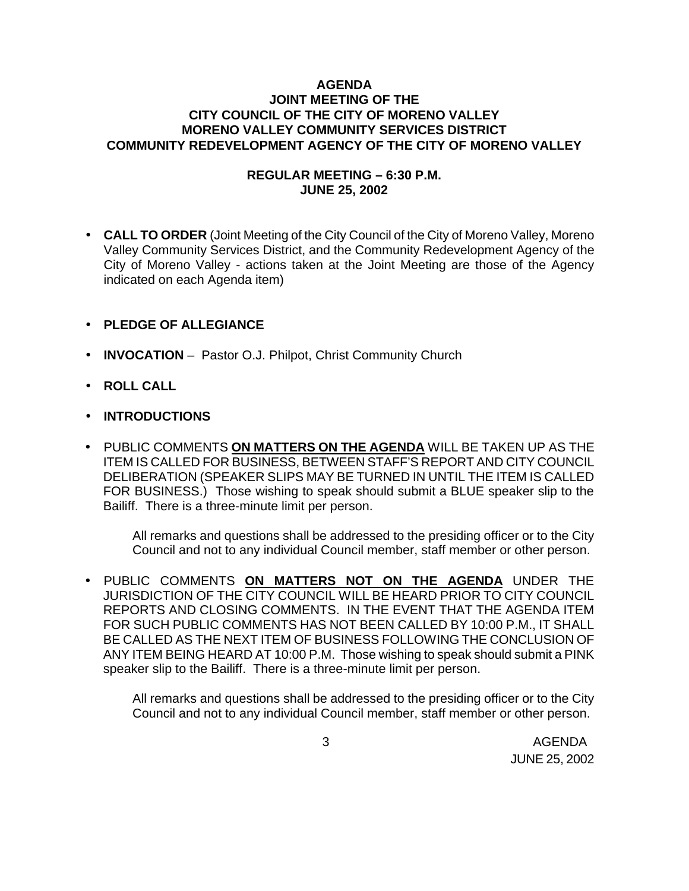**AGENDA**
**JOINT MEETING OF THE**
**CITY COUNCIL OF THE CITY OF MORENO VALLEY**
**MORENO VALLEY COMMUNITY SERVICES DISTRICT**
**COMMUNITY REDEVELOPMENT AGENCY OF THE CITY OF MORENO VALLEY**

**REGULAR MEETING – 6:30 P.M.**
**JUNE 25, 2002**

- **CALL TO ORDER** (Joint Meeting of the City Council of the City of Moreno Valley, Moreno Valley Community Services District, and the Community Redevelopment Agency of the City of Moreno Valley - actions taken at the Joint Meeting are those of the Agency indicated on each Agenda item)

- **PLEDGE OF ALLEGIANCE**

- **INVOCATION** – Pastor O.J. Philpot, Christ Community Church

- **ROLL CALL**

- **INTRODUCTIONS**

- PUBLIC COMMENTS **<u>ON MATTERS ON THE AGENDA</u>** WILL BE TAKEN UP AS THE ITEM IS CALLED FOR BUSINESS, BETWEEN STAFF'S REPORT AND CITY COUNCIL DELIBERATION (SPEAKER SLIPS MAY BE TURNED IN UNTIL THE ITEM IS CALLED FOR BUSINESS.) Those wishing to speak should submit a BLUE speaker slip to the Bailiff. There is a three-minute limit per person.

  All remarks and questions shall be addressed to the presiding officer or to the City Council and not to any individual Council member, staff member or other person.

- PUBLIC COMMENTS **<u>ON MATTERS NOT ON THE AGENDA</u>** UNDER THE JURISDICTION OF THE CITY COUNCIL WILL BE HEARD PRIOR TO CITY COUNCIL REPORTS AND CLOSING COMMENTS. IN THE EVENT THAT THE AGENDA ITEM FOR SUCH PUBLIC COMMENTS HAS NOT BEEN CALLED BY 10:00 P.M., IT SHALL BE CALLED AS THE NEXT ITEM OF BUSINESS FOLLOWING THE CONCLUSION OF ANY ITEM BEING HEARD AT 10:00 P.M. Those wishing to speak should submit a PINK speaker slip to the Bailiff. There is a three-minute limit per person.

  All remarks and questions shall be addressed to the presiding officer or to the City Council and not to any individual Council member, staff member or other person.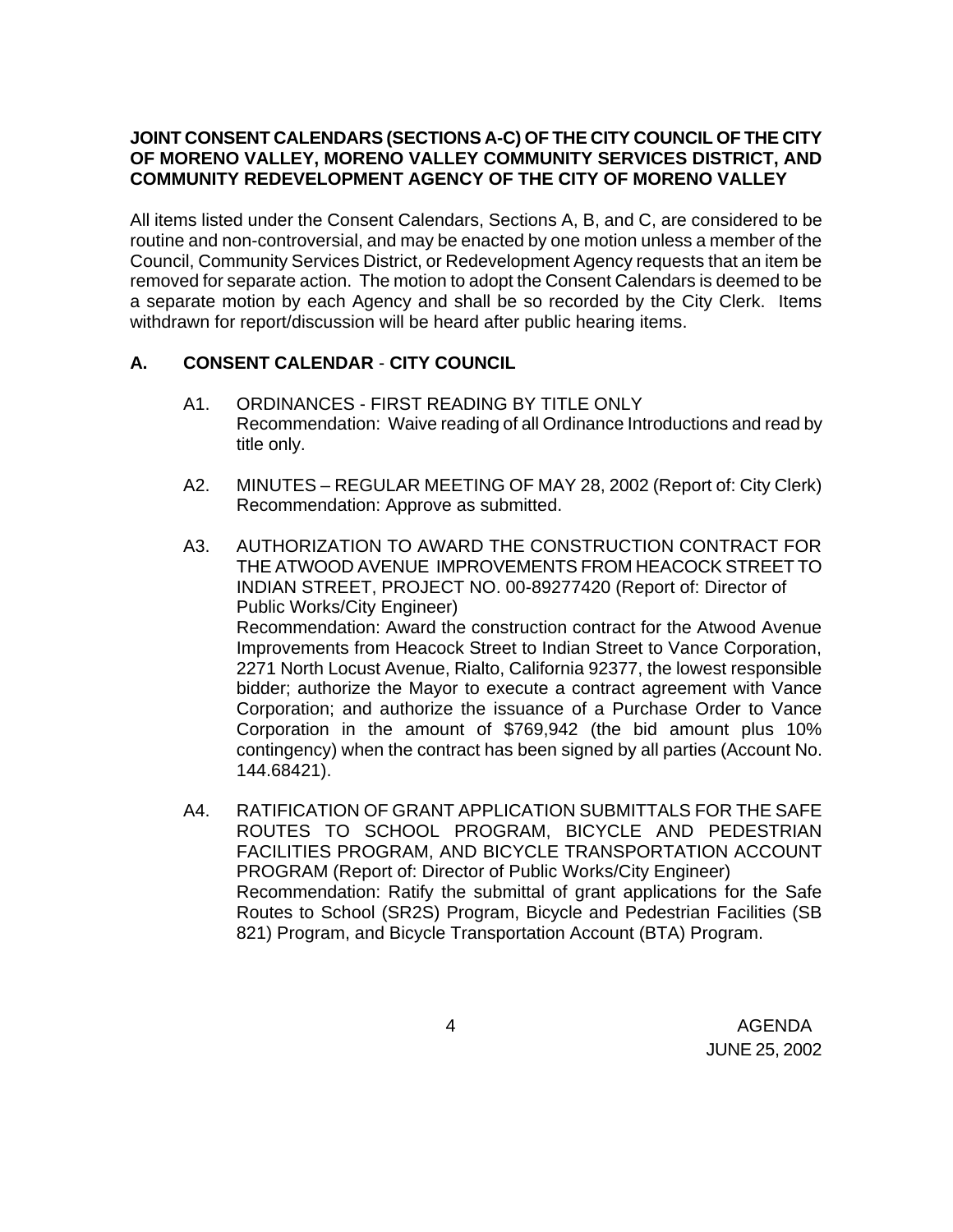**JOINT CONSENT CALENDARS (SECTIONS A-C) OF THE CITY COUNCIL OF THE CITY OF MORENO VALLEY, MORENO VALLEY COMMUNITY SERVICES DISTRICT, AND COMMUNITY REDEVELOPMENT AGENCY OF THE CITY OF MORENO VALLEY**

All items listed under the Consent Calendars, Sections A, B, and C, are considered to be routine and non-controversial, and may be enacted by one motion unless a member of the Council, Community Services District, or Redevelopment Agency requests that an item be removed for separate action. The motion to adopt the Consent Calendars is deemed to be a separate motion by each Agency and shall be so recorded by the City Clerk. Items withdrawn for report/discussion will be heard after public hearing items.

## A. CONSENT CALENDAR - CITY COUNCIL

A1. ORDINANCES - FIRST READING BY TITLE ONLY
Recommendation: Waive reading of all Ordinance Introductions and read by title only.

A2. MINUTES – REGULAR MEETING OF MAY 28, 2002 (Report of: City Clerk)
Recommendation: Approve as submitted.

A3. AUTHORIZATION TO AWARD THE CONSTRUCTION CONTRACT FOR THE ATWOOD AVENUE IMPROVEMENTS FROM HEACOCK STREET TO INDIAN STREET, PROJECT NO. 00-89277420 (Report of: Director of Public Works/City Engineer)
Recommendation: Award the construction contract for the Atwood Avenue Improvements from Heacock Street to Indian Street to Vance Corporation, 2271 North Locust Avenue, Rialto, California 92377, the lowest responsible bidder; authorize the Mayor to execute a contract agreement with Vance Corporation; and authorize the issuance of a Purchase Order to Vance Corporation in the amount of $769,942 (the bid amount plus 10% contingency) when the contract has been signed by all parties (Account No. 144.68421).

A4. RATIFICATION OF GRANT APPLICATION SUBMITTALS FOR THE SAFE ROUTES TO SCHOOL PROGRAM, BICYCLE AND PEDESTRIAN FACILITIES PROGRAM, AND BICYCLE TRANSPORTATION ACCOUNT PROGRAM (Report of: Director of Public Works/City Engineer)
Recommendation: Ratify the submittal of grant applications for the Safe Routes to School (SR2S) Program, Bicycle and Pedestrian Facilities (SB 821) Program, and Bicycle Transportation Account (BTA) Program.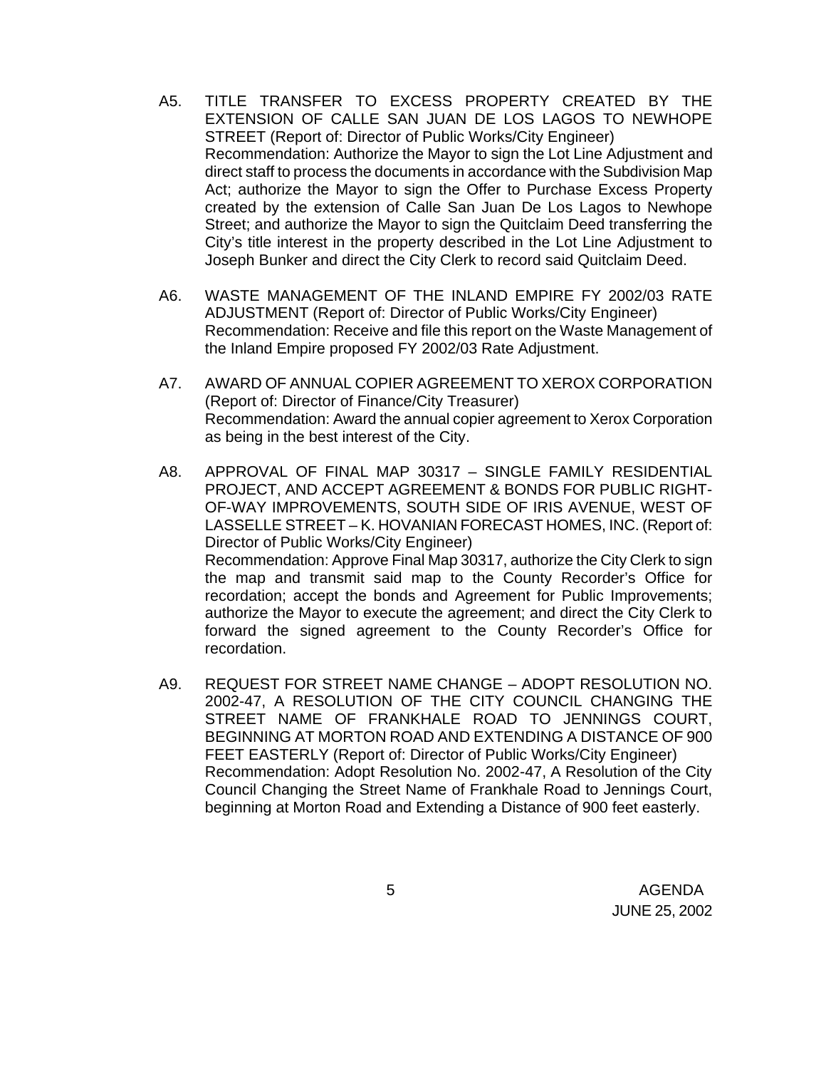A5. TITLE TRANSFER TO EXCESS PROPERTY CREATED BY THE EXTENSION OF CALLE SAN JUAN DE LOS LAGOS TO NEWHOPE STREET (Report of: Director of Public Works/City Engineer)
Recommendation: Authorize the Mayor to sign the Lot Line Adjustment and direct staff to process the documents in accordance with the Subdivision Map Act; authorize the Mayor to sign the Offer to Purchase Excess Property created by the extension of Calle San Juan De Los Lagos to Newhope Street; and authorize the Mayor to sign the Quitclaim Deed transferring the City's title interest in the property described in the Lot Line Adjustment to Joseph Bunker and direct the City Clerk to record said Quitclaim Deed.

A6. WASTE MANAGEMENT OF THE INLAND EMPIRE FY 2002/03 RATE ADJUSTMENT (Report of: Director of Public Works/City Engineer)
Recommendation: Receive and file this report on the Waste Management of the Inland Empire proposed FY 2002/03 Rate Adjustment.

A7. AWARD OF ANNUAL COPIER AGREEMENT TO XEROX CORPORATION (Report of: Director of Finance/City Treasurer)
Recommendation: Award the annual copier agreement to Xerox Corporation as being in the best interest of the City.

A8. APPROVAL OF FINAL MAP 30317 – SINGLE FAMILY RESIDENTIAL PROJECT, AND ACCEPT AGREEMENT & BONDS FOR PUBLIC RIGHT-OF-WAY IMPROVEMENTS, SOUTH SIDE OF IRIS AVENUE, WEST OF LASSELLE STREET – K. HOVANIAN FORECAST HOMES, INC. (Report of: Director of Public Works/City Engineer)
Recommendation: Approve Final Map 30317, authorize the City Clerk to sign the map and transmit said map to the County Recorder's Office for recordation; accept the bonds and Agreement for Public Improvements; authorize the Mayor to execute the agreement; and direct the City Clerk to forward the signed agreement to the County Recorder's Office for recordation.

A9. REQUEST FOR STREET NAME CHANGE – ADOPT RESOLUTION NO. 2002-47, A RESOLUTION OF THE CITY COUNCIL CHANGING THE STREET NAME OF FRANKHALE ROAD TO JENNINGS COURT, BEGINNING AT MORTON ROAD AND EXTENDING A DISTANCE OF 900 FEET EASTERLY (Report of: Director of Public Works/City Engineer)
Recommendation: Adopt Resolution No. 2002-47, A Resolution of the City Council Changing the Street Name of Frankhale Road to Jennings Court, beginning at Morton Road and Extending a Distance of 900 feet easterly.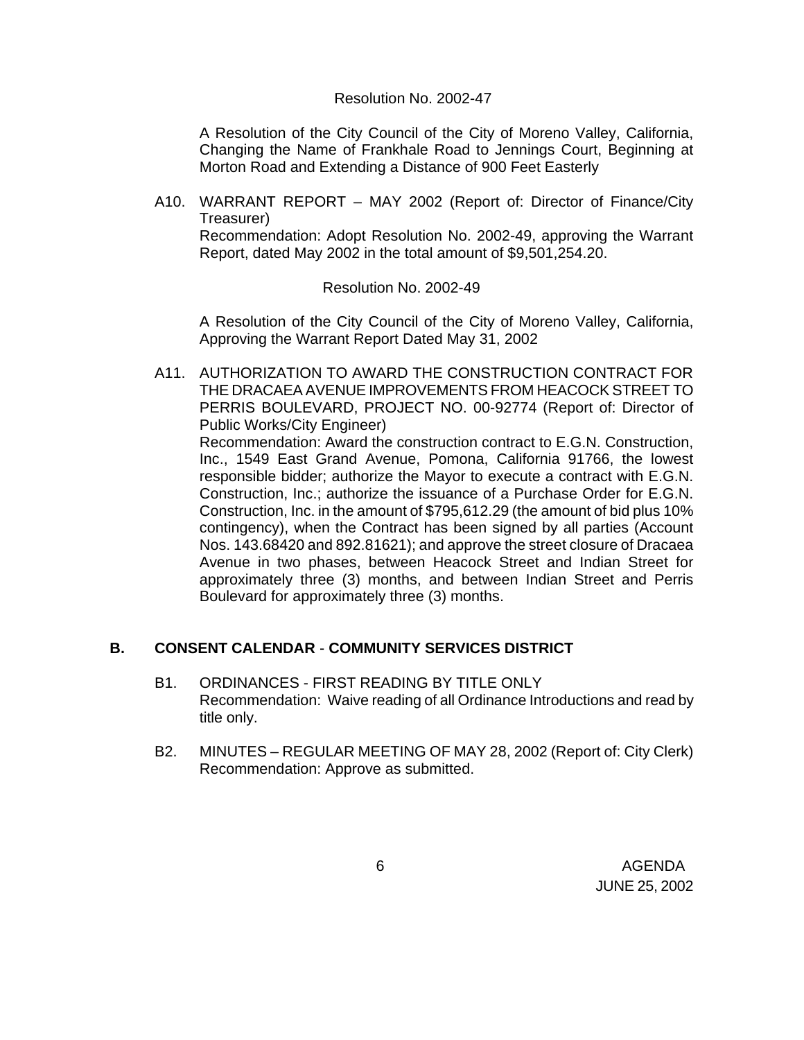Resolution No. 2002-47

A Resolution of the City Council of the City of Moreno Valley, California, Changing the Name of Frankhale Road to Jennings Court, Beginning at Morton Road and Extending a Distance of 900 Feet Easterly

A10. WARRANT REPORT – MAY 2002 (Report of: Director of Finance/City Treasurer)
Recommendation: Adopt Resolution No. 2002-49, approving the Warrant Report, dated May 2002 in the total amount of $9,501,254.20.

Resolution No. 2002-49

A Resolution of the City Council of the City of Moreno Valley, California, Approving the Warrant Report Dated May 31, 2002

A11. AUTHORIZATION TO AWARD THE CONSTRUCTION CONTRACT FOR THE DRACAEA AVENUE IMPROVEMENTS FROM HEACOCK STREET TO PERRIS BOULEVARD, PROJECT NO. 00-92774 (Report of: Director of Public Works/City Engineer)
Recommendation: Award the construction contract to E.G.N. Construction, Inc., 1549 East Grand Avenue, Pomona, California 91766, the lowest responsible bidder; authorize the Mayor to execute a contract with E.G.N. Construction, Inc.; authorize the issuance of a Purchase Order for E.G.N. Construction, Inc. in the amount of $795,612.29 (the amount of bid plus 10% contingency), when the Contract has been signed by all parties (Account Nos. 143.68420 and 892.81621); and approve the street closure of Dracaea Avenue in two phases, between Heacock Street and Indian Street for approximately three (3) months, and between Indian Street and Perris Boulevard for approximately three (3) months.

## B. CONSENT CALENDAR - COMMUNITY SERVICES DISTRICT

B1. ORDINANCES - FIRST READING BY TITLE ONLY
Recommendation: Waive reading of all Ordinance Introductions and read by title only.

B2. MINUTES – REGULAR MEETING OF MAY 28, 2002 (Report of: City Clerk)
Recommendation: Approve as submitted.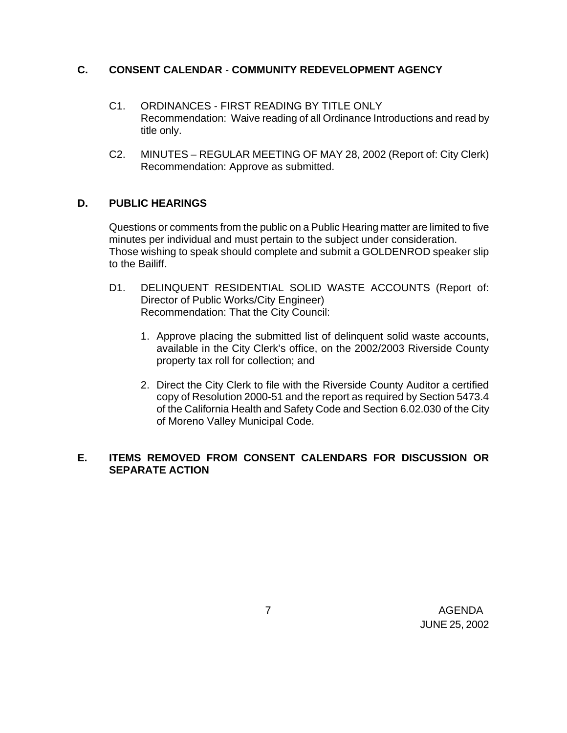## C. CONSENT CALENDAR - COMMUNITY REDEVELOPMENT AGENCY

C1. ORDINANCES - FIRST READING BY TITLE ONLY
Recommendation: Waive reading of all Ordinance Introductions and read by title only.

C2. MINUTES – REGULAR MEETING OF MAY 28, 2002 (Report of: City Clerk)
Recommendation: Approve as submitted.

## D. PUBLIC HEARINGS

Questions or comments from the public on a Public Hearing matter are limited to five minutes per individual and must pertain to the subject under consideration. Those wishing to speak should complete and submit a GOLDENROD speaker slip to the Bailiff.

D1. DELINQUENT RESIDENTIAL SOLID WASTE ACCOUNTS (Report of: Director of Public Works/City Engineer)
Recommendation: That the City Council:

1. Approve placing the submitted list of delinquent solid waste accounts, available in the City Clerk's office, on the 2002/2003 Riverside County property tax roll for collection; and

2. Direct the City Clerk to file with the Riverside County Auditor a certified copy of Resolution 2000-51 and the report as required by Section 5473.4 of the California Health and Safety Code and Section 6.02.030 of the City of Moreno Valley Municipal Code.

## E. ITEMS REMOVED FROM CONSENT CALENDARS FOR DISCUSSION OR SEPARATE ACTION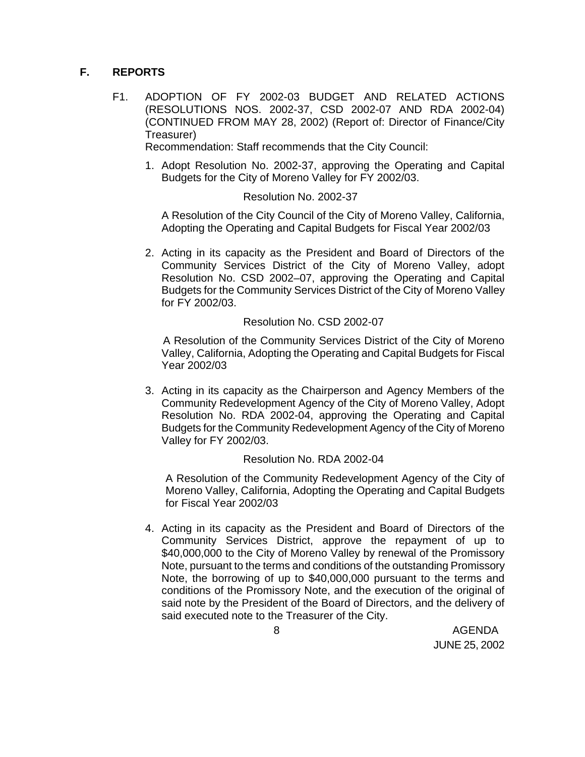## F. REPORTS

F1. ADOPTION OF FY 2002-03 BUDGET AND RELATED ACTIONS (RESOLUTIONS NOS. 2002-37, CSD 2002-07 AND RDA 2002-04) (CONTINUED FROM MAY 28, 2002) (Report of: Director of Finance/City Treasurer)

Recommendation: Staff recommends that the City Council:

1. Adopt Resolution No. 2002-37, approving the Operating and Capital Budgets for the City of Moreno Valley for FY 2002/03.

   Resolution No. 2002-37

   A Resolution of the City Council of the City of Moreno Valley, California, Adopting the Operating and Capital Budgets for Fiscal Year 2002/03

2. Acting in its capacity as the President and Board of Directors of the Community Services District of the City of Moreno Valley, adopt Resolution No. CSD 2002–07, approving the Operating and Capital Budgets for the Community Services District of the City of Moreno Valley for FY 2002/03.

   Resolution No. CSD 2002-07

   A Resolution of the Community Services District of the City of Moreno Valley, California, Adopting the Operating and Capital Budgets for Fiscal Year 2002/03

3. Acting in its capacity as the Chairperson and Agency Members of the Community Redevelopment Agency of the City of Moreno Valley, Adopt Resolution No. RDA 2002-04, approving the Operating and Capital Budgets for the Community Redevelopment Agency of the City of Moreno Valley for FY 2002/03.

   Resolution No. RDA 2002-04

   A Resolution of the Community Redevelopment Agency of the City of Moreno Valley, California, Adopting the Operating and Capital Budgets for Fiscal Year 2002/03

4. Acting in its capacity as the President and Board of Directors of the Community Services District, approve the repayment of up to $40,000,000 to the City of Moreno Valley by renewal of the Promissory Note, pursuant to the terms and conditions of the outstanding Promissory Note, the borrowing of up to $40,000,000 pursuant to the terms and conditions of the Promissory Note, and the execution of the original of said note by the President of the Board of Directors, and the delivery of said executed note to the Treasurer of the City.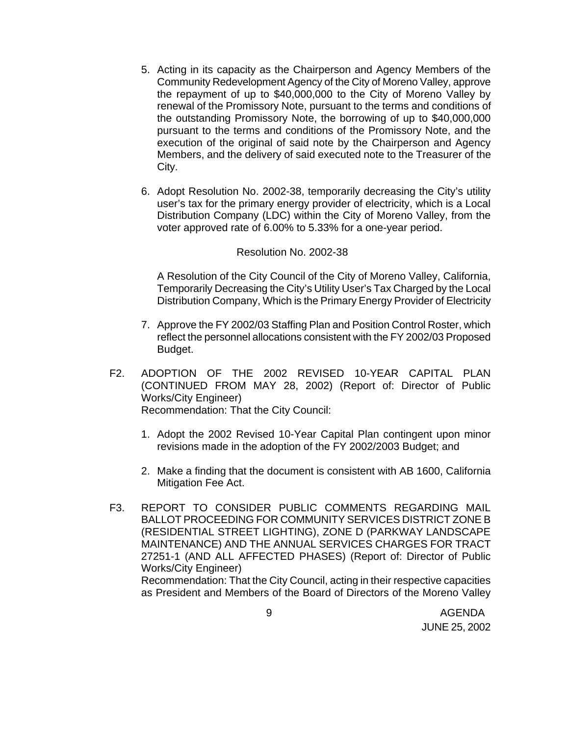5. Acting in its capacity as the Chairperson and Agency Members of the Community Redevelopment Agency of the City of Moreno Valley, approve the repayment of up to $40,000,000 to the City of Moreno Valley by renewal of the Promissory Note, pursuant to the terms and conditions of the outstanding Promissory Note, the borrowing of up to $40,000,000 pursuant to the terms and conditions of the Promissory Note, and the execution of the original of said note by the Chairperson and Agency Members, and the delivery of said executed note to the Treasurer of the City.

6. Adopt Resolution No. 2002-38, temporarily decreasing the City's utility user's tax for the primary energy provider of electricity, which is a Local Distribution Company (LDC) within the City of Moreno Valley, from the voter approved rate of 6.00% to 5.33% for a one-year period.

   Resolution No. 2002-38

   A Resolution of the City Council of the City of Moreno Valley, California, Temporarily Decreasing the City's Utility User's Tax Charged by the Local Distribution Company, Which is the Primary Energy Provider of Electricity

7. Approve the FY 2002/03 Staffing Plan and Position Control Roster, which reflect the personnel allocations consistent with the FY 2002/03 Proposed Budget.

F2. ADOPTION OF THE 2002 REVISED 10-YEAR CAPITAL PLAN (CONTINUED FROM MAY 28, 2002) (Report of: Director of Public Works/City Engineer)
Recommendation: That the City Council:

1. Adopt the 2002 Revised 10-Year Capital Plan contingent upon minor revisions made in the adoption of the FY 2002/2003 Budget; and

2. Make a finding that the document is consistent with AB 1600, California Mitigation Fee Act.

F3. REPORT TO CONSIDER PUBLIC COMMENTS REGARDING MAIL BALLOT PROCEEDING FOR COMMUNITY SERVICES DISTRICT ZONE B (RESIDENTIAL STREET LIGHTING), ZONE D (PARKWAY LANDSCAPE MAINTENANCE) AND THE ANNUAL SERVICES CHARGES FOR TRACT 27251-1 (AND ALL AFFECTED PHASES) (Report of: Director of Public Works/City Engineer)
Recommendation: That the City Council, acting in their respective capacities as President and Members of the Board of Directors of the Moreno Valley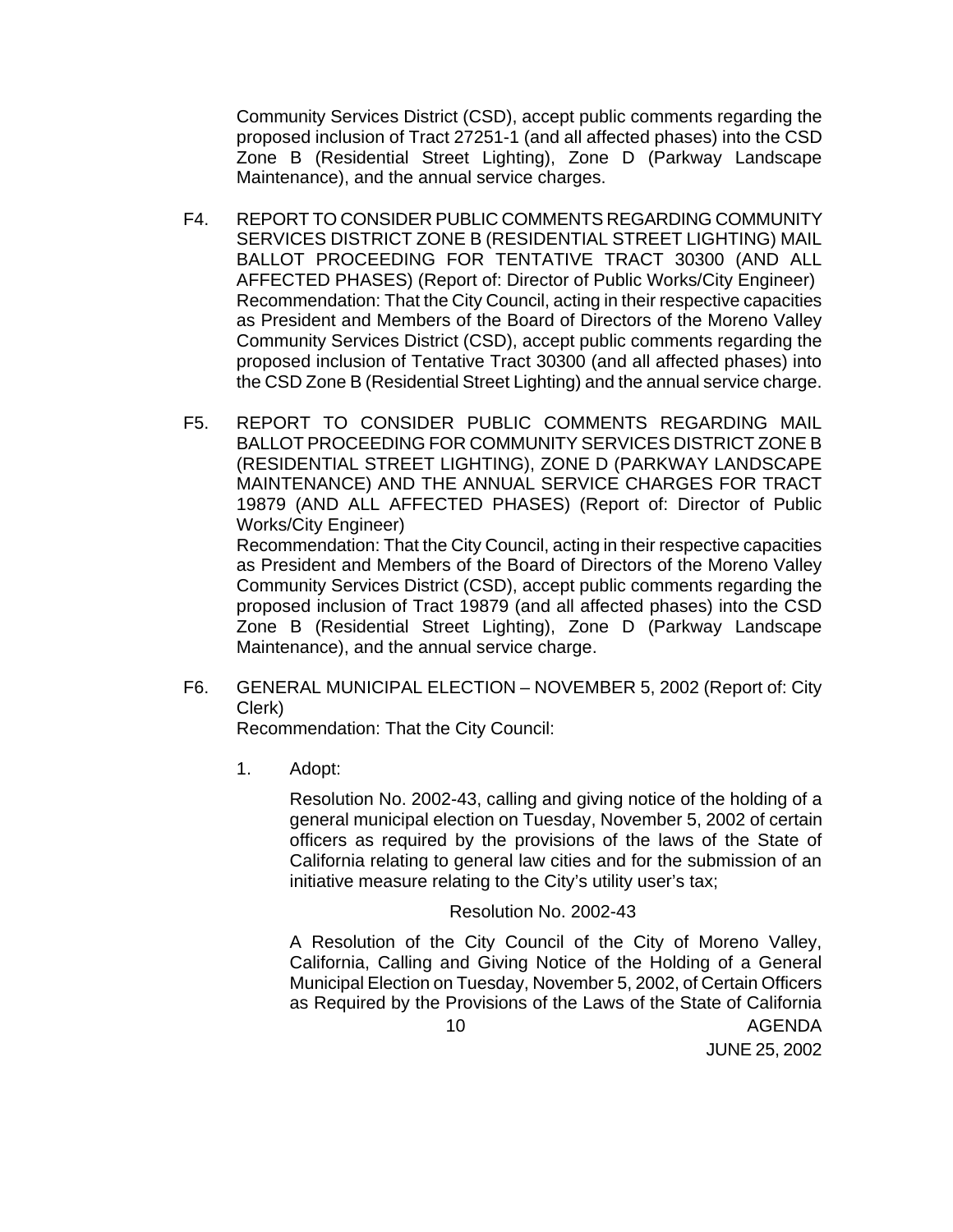Community Services District (CSD), accept public comments regarding the proposed inclusion of Tract 27251-1 (and all affected phases) into the CSD Zone B (Residential Street Lighting), Zone D (Parkway Landscape Maintenance), and the annual service charges.

F4. REPORT TO CONSIDER PUBLIC COMMENTS REGARDING COMMUNITY SERVICES DISTRICT ZONE B (RESIDENTIAL STREET LIGHTING) MAIL BALLOT PROCEEDING FOR TENTATIVE TRACT 30300 (AND ALL AFFECTED PHASES) (Report of: Director of Public Works/City Engineer)
Recommendation: That the City Council, acting in their respective capacities as President and Members of the Board of Directors of the Moreno Valley Community Services District (CSD), accept public comments regarding the proposed inclusion of Tentative Tract 30300 (and all affected phases) into the CSD Zone B (Residential Street Lighting) and the annual service charge.

F5. REPORT TO CONSIDER PUBLIC COMMENTS REGARDING MAIL BALLOT PROCEEDING FOR COMMUNITY SERVICES DISTRICT ZONE B (RESIDENTIAL STREET LIGHTING), ZONE D (PARKWAY LANDSCAPE MAINTENANCE) AND THE ANNUAL SERVICE CHARGES FOR TRACT 19879 (AND ALL AFFECTED PHASES) (Report of: Director of Public Works/City Engineer)
Recommendation: That the City Council, acting in their respective capacities as President and Members of the Board of Directors of the Moreno Valley Community Services District (CSD), accept public comments regarding the proposed inclusion of Tract 19879 (and all affected phases) into the CSD Zone B (Residential Street Lighting), Zone D (Parkway Landscape Maintenance), and the annual service charge.

F6. GENERAL MUNICIPAL ELECTION – NOVEMBER 5, 2002 (Report of: City Clerk)
Recommendation: That the City Council:

1. Adopt:

   Resolution No. 2002-43, calling and giving notice of the holding of a general municipal election on Tuesday, November 5, 2002 of certain officers as required by the provisions of the laws of the State of California relating to general law cities and for the submission of an initiative measure relating to the City's utility user's tax;

   Resolution No. 2002-43

   A Resolution of the City Council of the City of Moreno Valley, California, Calling and Giving Notice of the Holding of a General Municipal Election on Tuesday, November 5, 2002, of Certain Officers as Required by the Provisions of the Laws of the State of California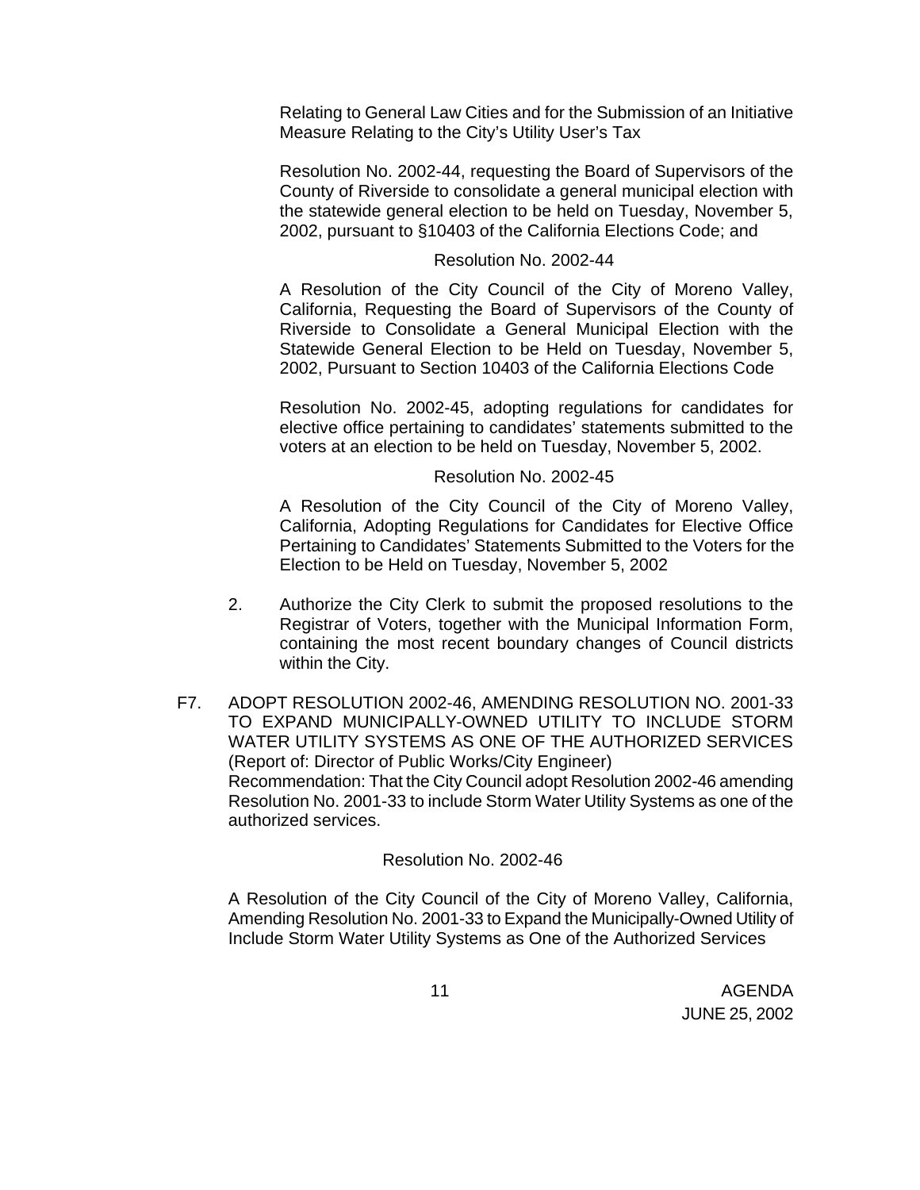Relating to General Law Cities and for the Submission of an Initiative Measure Relating to the City's Utility User's Tax

Resolution No. 2002-44, requesting the Board of Supervisors of the County of Riverside to consolidate a general municipal election with the statewide general election to be held on Tuesday, November 5, 2002, pursuant to §10403 of the California Elections Code; and

Resolution No. 2002-44

A Resolution of the City Council of the City of Moreno Valley, California, Requesting the Board of Supervisors of the County of Riverside to Consolidate a General Municipal Election with the Statewide General Election to be Held on Tuesday, November 5, 2002, Pursuant to Section 10403 of the California Elections Code

Resolution No. 2002-45, adopting regulations for candidates for elective office pertaining to candidates' statements submitted to the voters at an election to be held on Tuesday, November 5, 2002.

Resolution No. 2002-45

A Resolution of the City Council of the City of Moreno Valley, California, Adopting Regulations for Candidates for Elective Office Pertaining to Candidates' Statements Submitted to the Voters for the Election to be Held on Tuesday, November 5, 2002

2. Authorize the City Clerk to submit the proposed resolutions to the Registrar of Voters, together with the Municipal Information Form, containing the most recent boundary changes of Council districts within the City.

F7. ADOPT RESOLUTION 2002-46, AMENDING RESOLUTION NO. 2001-33 TO EXPAND MUNICIPALLY-OWNED UTILITY TO INCLUDE STORM WATER UTILITY SYSTEMS AS ONE OF THE AUTHORIZED SERVICES (Report of: Director of Public Works/City Engineer)
Recommendation: That the City Council adopt Resolution 2002-46 amending Resolution No. 2001-33 to include Storm Water Utility Systems as one of the authorized services.

Resolution No. 2002-46

A Resolution of the City Council of the City of Moreno Valley, California, Amending Resolution No. 2001-33 to Expand the Municipally-Owned Utility of Include Storm Water Utility Systems as One of the Authorized Services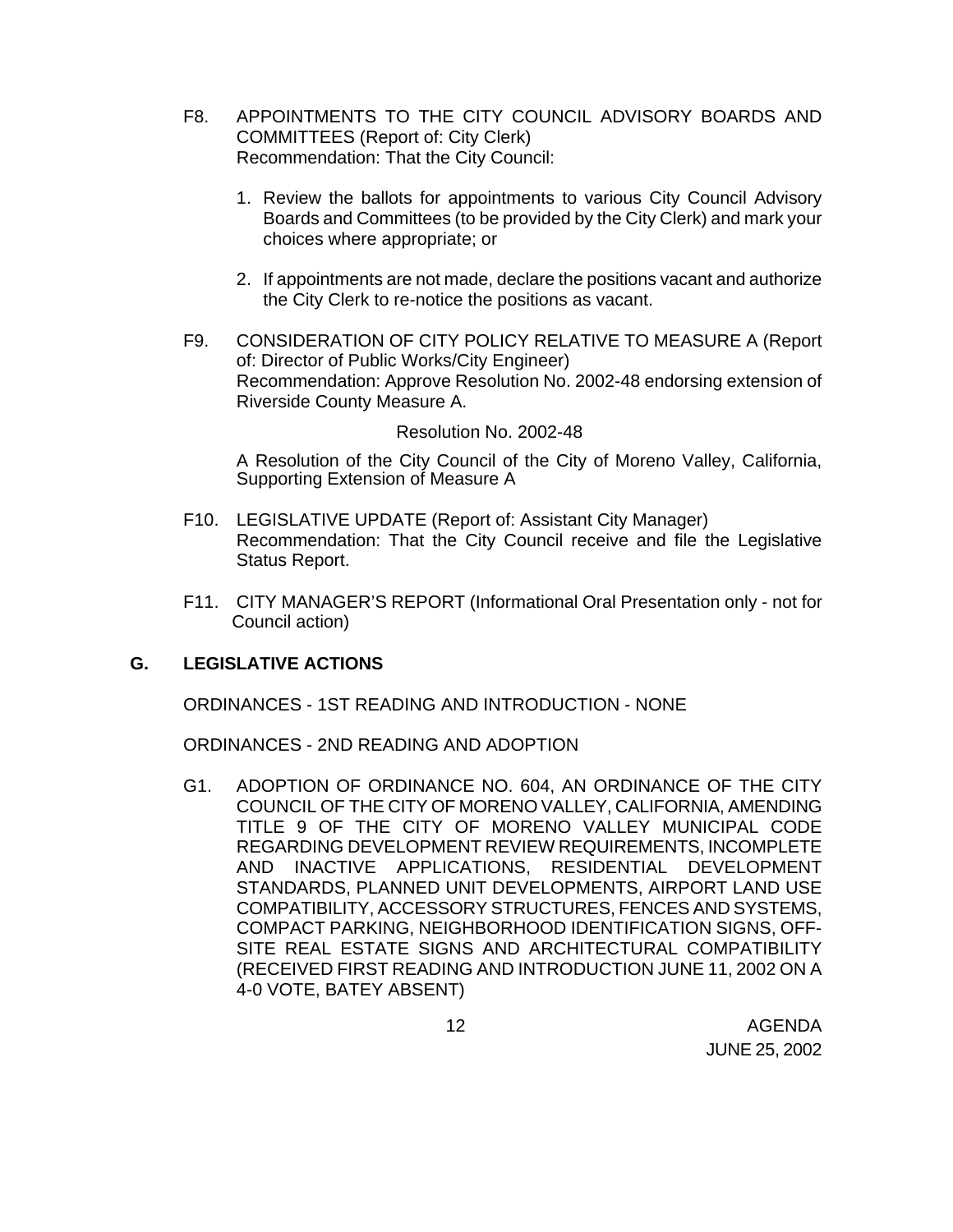F8. APPOINTMENTS TO THE CITY COUNCIL ADVISORY BOARDS AND COMMITTEES (Report of: City Clerk)
Recommendation: That the City Council:

1. Review the ballots for appointments to various City Council Advisory Boards and Committees (to be provided by the City Clerk) and mark your choices where appropriate; or

2. If appointments are not made, declare the positions vacant and authorize the City Clerk to re-notice the positions as vacant.

F9. CONSIDERATION OF CITY POLICY RELATIVE TO MEASURE A (Report of: Director of Public Works/City Engineer)
Recommendation: Approve Resolution No. 2002-48 endorsing extension of Riverside County Measure A.

Resolution No. 2002-48

A Resolution of the City Council of the City of Moreno Valley, California, Supporting Extension of Measure A

F10. LEGISLATIVE UPDATE (Report of: Assistant City Manager)
Recommendation: That the City Council receive and file the Legislative Status Report.

F11. CITY MANAGER'S REPORT (Informational Oral Presentation only - not for Council action)

## G. LEGISLATIVE ACTIONS

ORDINANCES - 1ST READING AND INTRODUCTION - NONE

ORDINANCES - 2ND READING AND ADOPTION

G1. ADOPTION OF ORDINANCE NO. 604, AN ORDINANCE OF THE CITY COUNCIL OF THE CITY OF MORENO VALLEY, CALIFORNIA, AMENDING TITLE 9 OF THE CITY OF MORENO VALLEY MUNICIPAL CODE REGARDING DEVELOPMENT REVIEW REQUIREMENTS, INCOMPLETE AND INACTIVE APPLICATIONS, RESIDENTIAL DEVELOPMENT STANDARDS, PLANNED UNIT DEVELOPMENTS, AIRPORT LAND USE COMPATIBILITY, ACCESSORY STRUCTURES, FENCES AND SYSTEMS, COMPACT PARKING, NEIGHBORHOOD IDENTIFICATION SIGNS, OFF-SITE REAL ESTATE SIGNS AND ARCHITECTURAL COMPATIBILITY (RECEIVED FIRST READING AND INTRODUCTION JUNE 11, 2002 ON A 4-0 VOTE, BATEY ABSENT)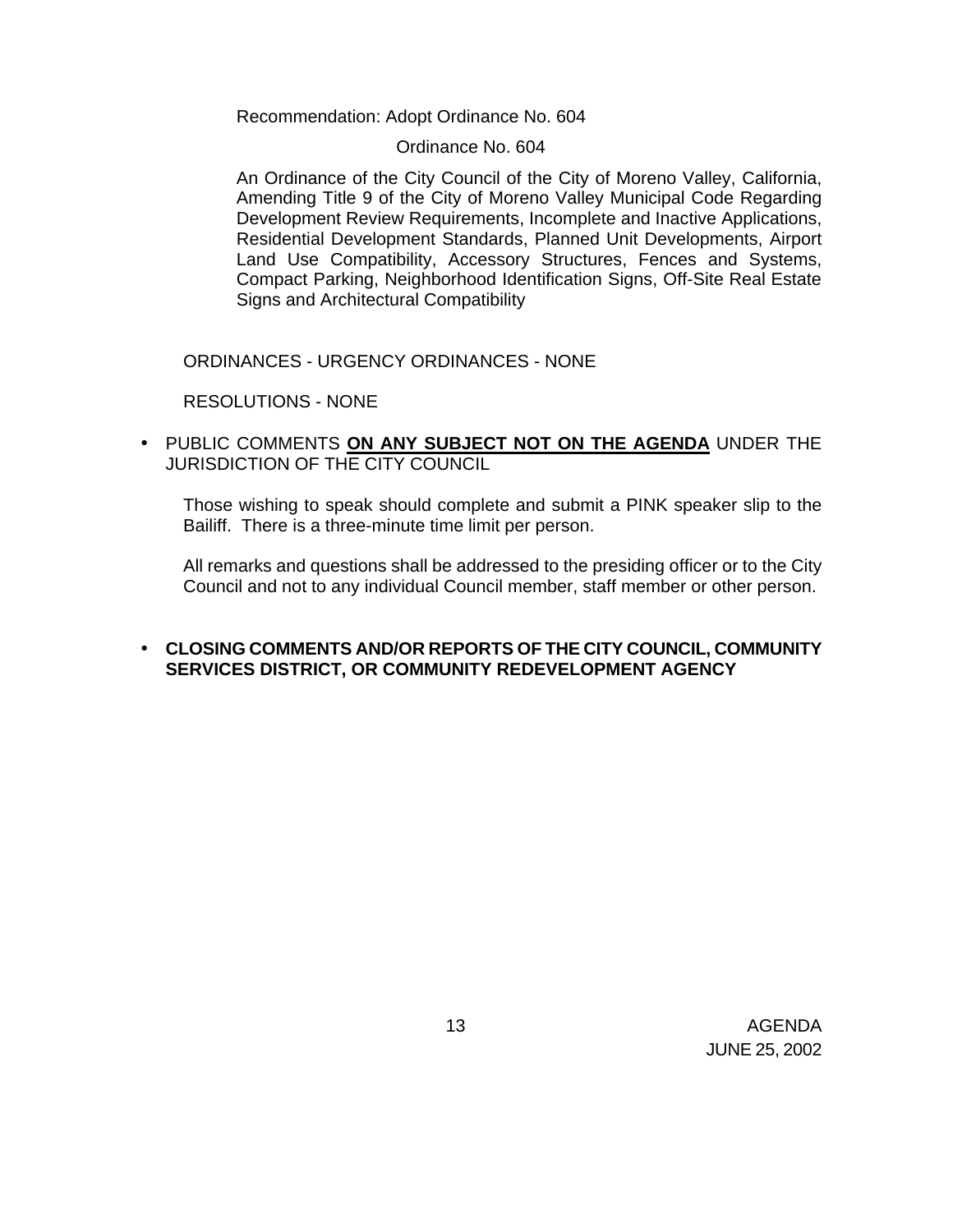Recommendation: Adopt Ordinance No. 604

Ordinance No. 604

An Ordinance of the City Council of the City of Moreno Valley, California, Amending Title 9 of the City of Moreno Valley Municipal Code Regarding Development Review Requirements, Incomplete and Inactive Applications, Residential Development Standards, Planned Unit Developments, Airport Land Use Compatibility, Accessory Structures, Fences and Systems, Compact Parking, Neighborhood Identification Signs, Off-Site Real Estate Signs and Architectural Compatibility

ORDINANCES - URGENCY ORDINANCES - NONE

RESOLUTIONS - NONE

- PUBLIC COMMENTS **ON ANY SUBJECT NOT ON THE AGENDA** UNDER THE JURISDICTION OF THE CITY COUNCIL

  Those wishing to speak should complete and submit a PINK speaker slip to the Bailiff. There is a three-minute time limit per person.

  All remarks and questions shall be addressed to the presiding officer or to the City Council and not to any individual Council member, staff member or other person.

- **CLOSING COMMENTS AND/OR REPORTS OF THE CITY COUNCIL, COMMUNITY SERVICES DISTRICT, OR COMMUNITY REDEVELOPMENT AGENCY**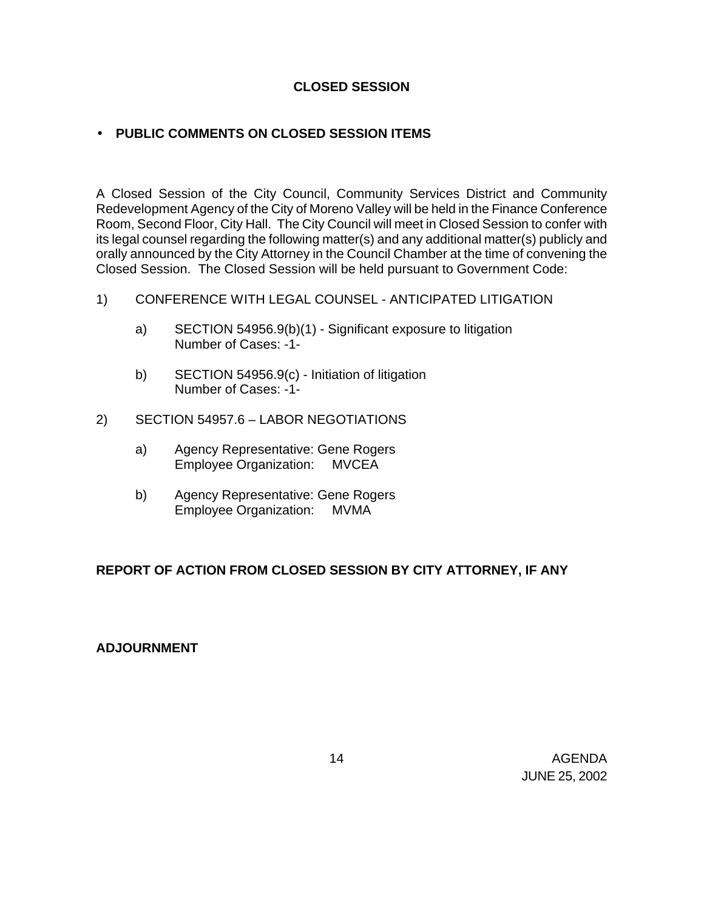## CLOSED SESSION

- **PUBLIC COMMENTS ON CLOSED SESSION ITEMS**

A Closed Session of the City Council, Community Services District and Community Redevelopment Agency of the City of Moreno Valley will be held in the Finance Conference Room, Second Floor, City Hall. The City Council will meet in Closed Session to confer with its legal counsel regarding the following matter(s) and any additional matter(s) publicly and orally announced by the City Attorney in the Council Chamber at the time of convening the Closed Session. The Closed Session will be held pursuant to Government Code:

1) CONFERENCE WITH LEGAL COUNSEL - ANTICIPATED LITIGATION

   a) SECTION 54956.9(b)(1) - Significant exposure to litigation
      Number of Cases: -1-

   b) SECTION 54956.9(c) - Initiation of litigation
      Number of Cases: -1-

2) SECTION 54957.6 – LABOR NEGOTIATIONS

   a) Agency Representative: Gene Rogers
      Employee Organization: MVCEA

   b) Agency Representative: Gene Rogers
      Employee Organization: MVMA

**REPORT OF ACTION FROM CLOSED SESSION BY CITY ATTORNEY, IF ANY**

**ADJOURNMENT**